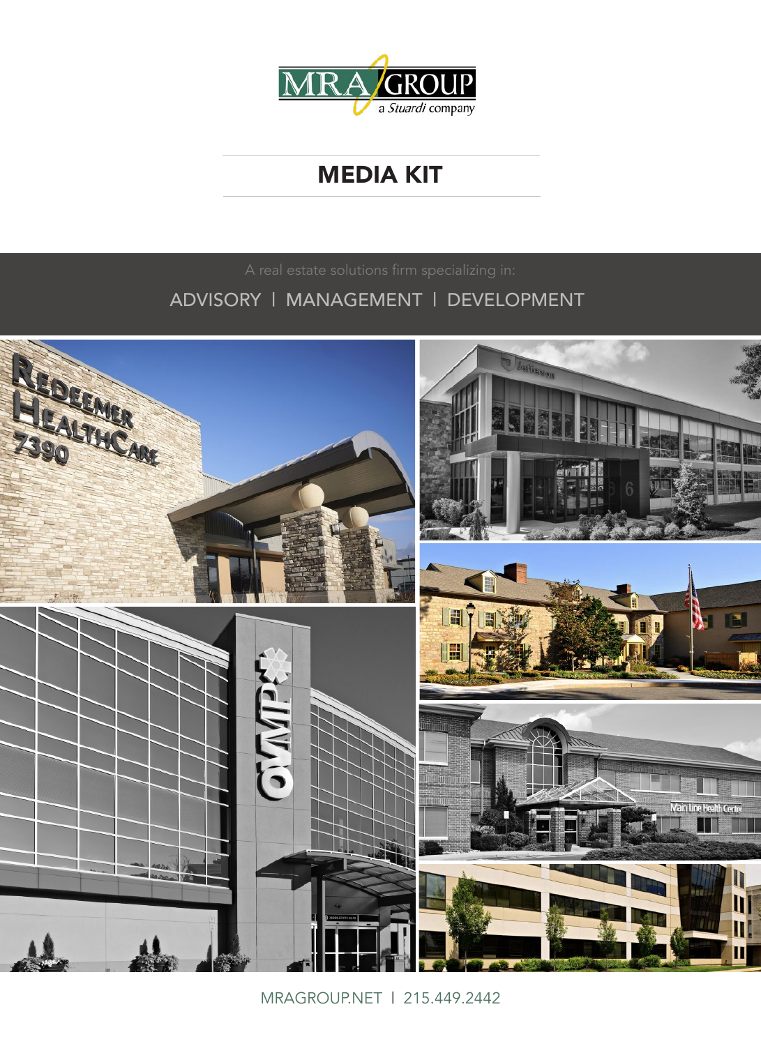MRA GROUP

a *Stuardi* company

# MEDIA KIT

A real estate solutions firm specializing in:

ADVISORY | MANAGEMENT | DEVELOPMENT

MRAGROUP.NET | 215.449.2442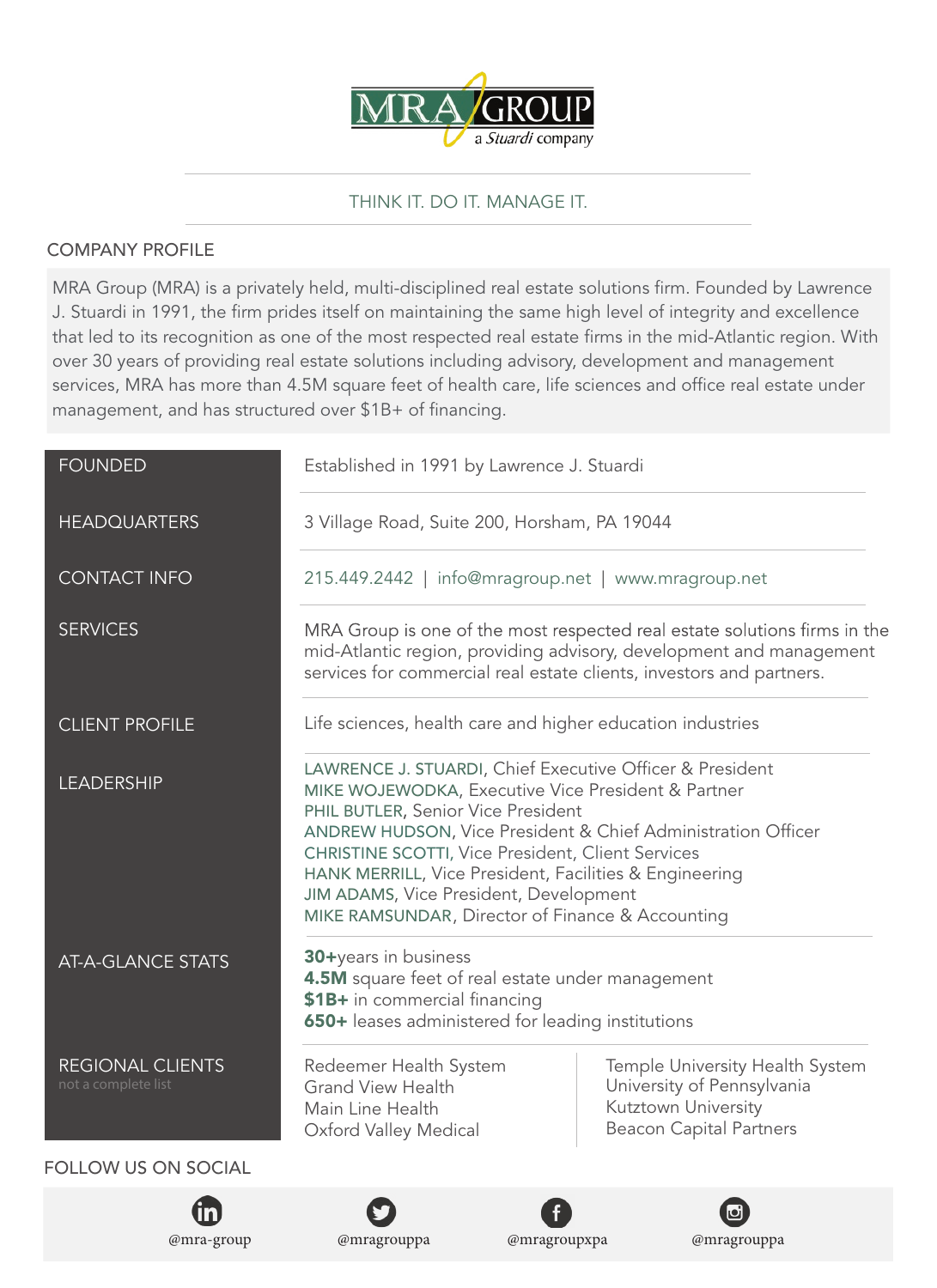# MRA GROUP

a Stuardi company

THINK IT. DO IT. MANAGE IT.

## COMPANY PROFILE

MRA Group (MRA) is a privately held, multi-disciplined real estate solutions firm. Founded by Lawrence J. Stuardi in 1991, the firm prides itself on maintaining the same high level of integrity and excellence that led to its recognition as one of the most respected real estate firms in the mid-Atlantic region. With over 30 years of providing real estate solutions including advisory, development and management services, MRA has more than 4.5M square feet of health care, life sciences and office real estate under management, and has structured over $1B+ of financing.

| | |
|---|---|
| FOUNDED | Established in 1991 by Lawrence J. Stuardi |
| HEADQUARTERS | 3 Village Road, Suite 200, Horsham, PA 19044 |
| CONTACT INFO | 215.449.2442 \| info@mragroup.net \| www.mragroup.net |
| SERVICES | MRA Group is one of the most respected real estate solutions firms in the mid-Atlantic region, providing advisory, development and management services for commercial real estate clients, investors and partners. |
| CLIENT PROFILE | Life sciences, health care and higher education industries |
| LEADERSHIP | LAWRENCE J. STUARDI, Chief Executive Officer & President<br>MIKE WOJEWODKA, Executive Vice President & Partner<br>PHIL BUTLER, Senior Vice President<br>ANDREW HUDSON, Vice President & Chief Administration Officer<br>CHRISTINE SCOTTI, Vice President, Client Services<br>HANK MERRILL, Vice President, Facilities & Engineering<br>JIM ADAMS, Vice President, Development<br>MIKE RAMSUNDAR, Director of Finance & Accounting |
| AT-A-GLANCE STATS | **30+** years in business<br>**4.5M** square feet of real estate under management<br>**$1B+** in commercial financing<br>**650+** leases administered for leading institutions |
| REGIONAL CLIENTS<br>not a complete list | Redeemer Health System<br>Grand View Health<br>Main Line Health<br>Oxford Valley Medical<br>Temple University Health System<br>University of Pennsylvania<br>Kutztown University<br>Beacon Capital Partners |

## FOLLOW US ON SOCIAL

@mra-group | @mragrouppa | @mragroupxpa | @mragrouppa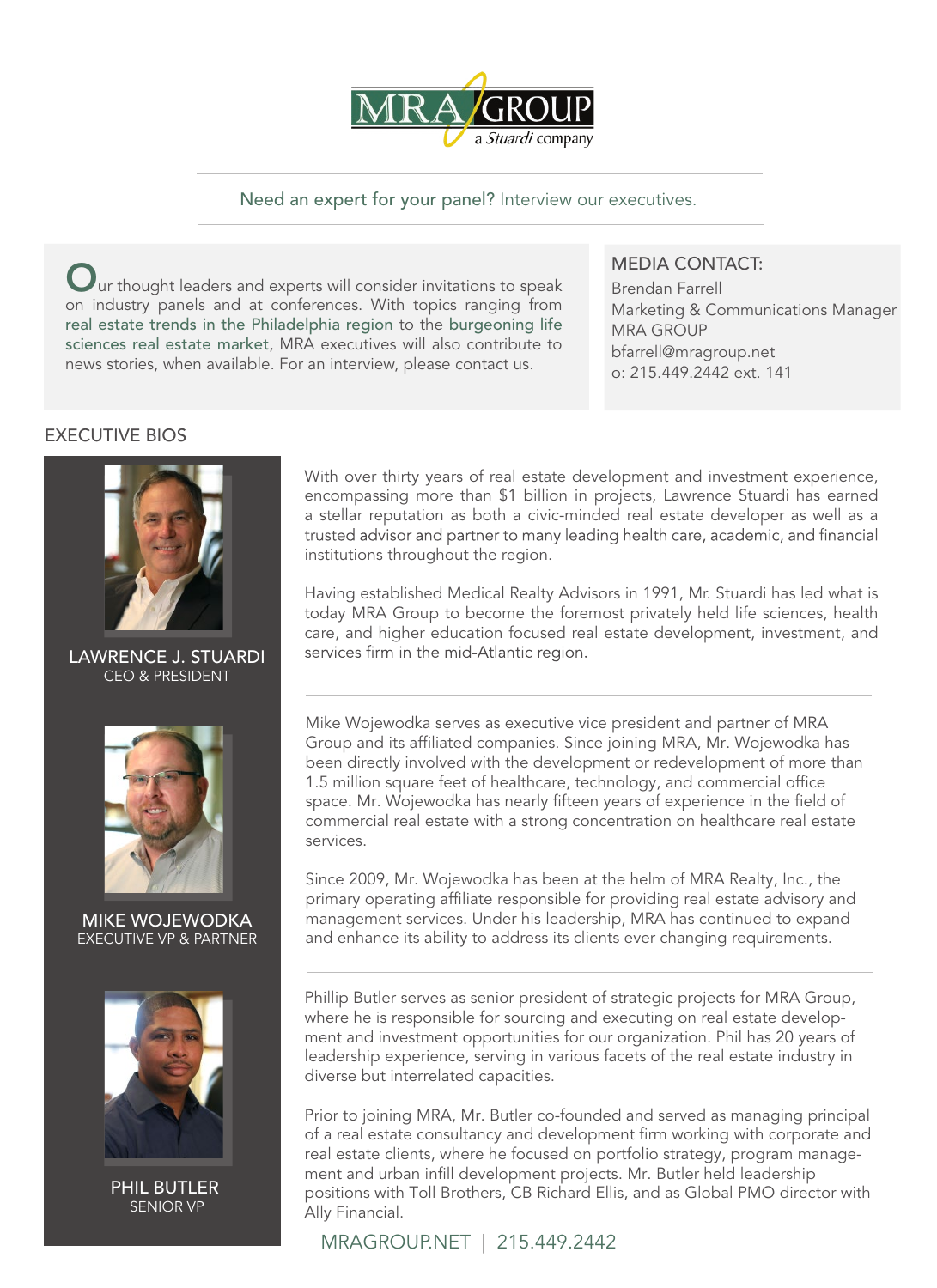MRA GROUP
a Stuardi company

Need an expert for your panel? Interview our executives.

Our thought leaders and experts will consider invitations to speak on industry panels and at conferences. With topics ranging from real estate trends in the Philadelphia region to the burgeoning life sciences real estate market, MRA executives will also contribute to news stories, when available. For an interview, please contact us.

## MEDIA CONTACT:

Brendan Farrell
Marketing & Communications Manager
MRA GROUP
bfarrell@mragroup.net
o: 215.449.2442 ext. 141

## EXECUTIVE BIOS

### LAWRENCE J. STUARDI
CEO & PRESIDENT

With over thirty years of real estate development and investment experience, encompassing more than $1 billion in projects, Lawrence Stuardi has earned a stellar reputation as both a civic-minded real estate developer as well as a trusted advisor and partner to many leading health care, academic, and financial institutions throughout the region.

Having established Medical Realty Advisors in 1991, Mr. Stuardi has led what is today MRA Group to become the foremost privately held life sciences, health care, and higher education focused real estate development, investment, and services firm in the mid-Atlantic region.

### MIKE WOJEWODKA
EXECUTIVE VP & PARTNER

Mike Wojewodka serves as executive vice president and partner of MRA Group and its affiliated companies. Since joining MRA, Mr. Wojewodka has been directly involved with the development or redevelopment of more than 1.5 million square feet of healthcare, technology, and commercial office space. Mr. Wojewodka has nearly fifteen years of experience in the field of commercial real estate with a strong concentration on healthcare real estate services.

Since 2009, Mr. Wojewodka has been at the helm of MRA Realty, Inc., the primary operating affiliate responsible for providing real estate advisory and management services. Under his leadership, MRA has continued to expand and enhance its ability to address its clients ever changing requirements.

### PHIL BUTLER
SENIOR VP

Phillip Butler serves as senior president of strategic projects for MRA Group, where he is responsible for sourcing and executing on real estate development and investment opportunities for our organization. Phil has 20 years of leadership experience, serving in various facets of the real estate industry in diverse but interrelated capacities.

Prior to joining MRA, Mr. Butler co-founded and served as managing principal of a real estate consultancy and development firm working with corporate and real estate clients, where he focused on portfolio strategy, program management and urban infill development projects. Mr. Butler held leadership positions with Toll Brothers, CB Richard Ellis, and as Global PMO director with Ally Financial.

MRAGROUP.NET | 215.449.2442